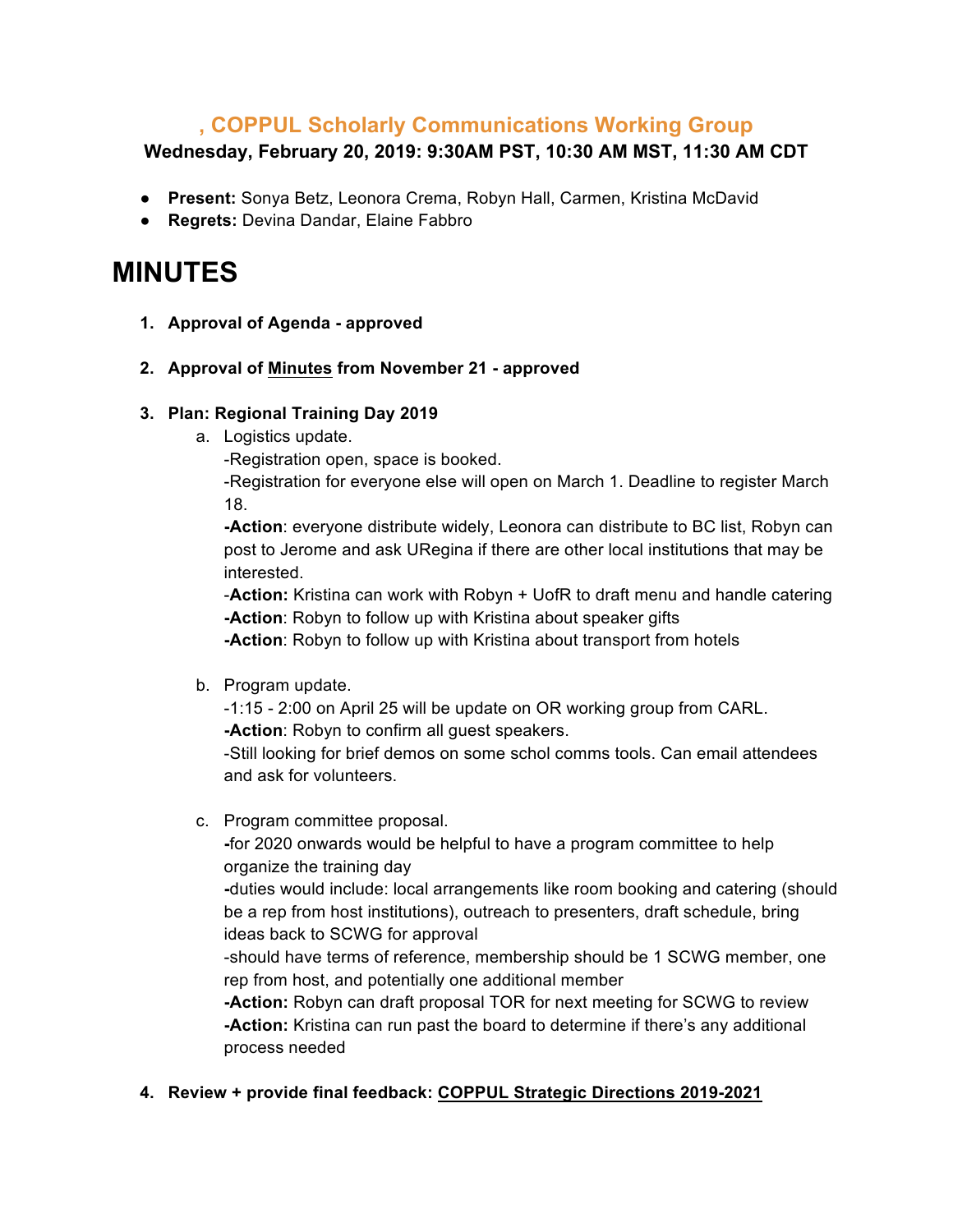## , COPPUL Scholarly Communications Working Group

**Wednesday, February 20, 2019: 9:30AM PST, 10:30 AM MST, 11:30 AM CDT**

- **Present:** Sonya Betz, Leonora Crema, Robyn Hall, Carmen, Kristina McDavid
- **Regrets:** Devina Dandar, Elaine Fabbro

# MINUTES

1. **Approval of Agenda - approved**

2. **Approval of Minutes from November 21 - approved**

3. **Plan: Regional Training Day 2019**
   a. Logistics update.
      -Registration open, space is booked.
      -Registration for everyone else will open on March 1. Deadline to register March 18.
      **-Action**: everyone distribute widely, Leonora can distribute to BC list, Robyn can post to Jerome and ask URegina if there are other local institutions that may be interested.
      -**Action:** Kristina can work with Robyn + UofR to draft menu and handle catering
      **-Action**: Robyn to follow up with Kristina about speaker gifts
      **-Action**: Robyn to follow up with Kristina about transport from hotels

   b. Program update.
      -1:15 - 2:00 on April 25 will be update on OR working group from CARL.
      **-Action**: Robyn to confirm all guest speakers.
      -Still looking for brief demos on some schol comms tools. Can email attendees and ask for volunteers.

   c. Program committee proposal.
      **-**for 2020 onwards would be helpful to have a program committee to help organize the training day
      **-**duties would include: local arrangements like room booking and catering (should be a rep from host institutions), outreach to presenters, draft schedule, bring ideas back to SCWG for approval
      -should have terms of reference, membership should be 1 SCWG member, one rep from host, and potentially one additional member
      **-Action:** Robyn can draft proposal TOR for next meeting for SCWG to review
      **-Action:** Kristina can run past the board to determine if there's any additional process needed

4. **Review + provide final feedback: COPPUL Strategic Directions 2019-2021**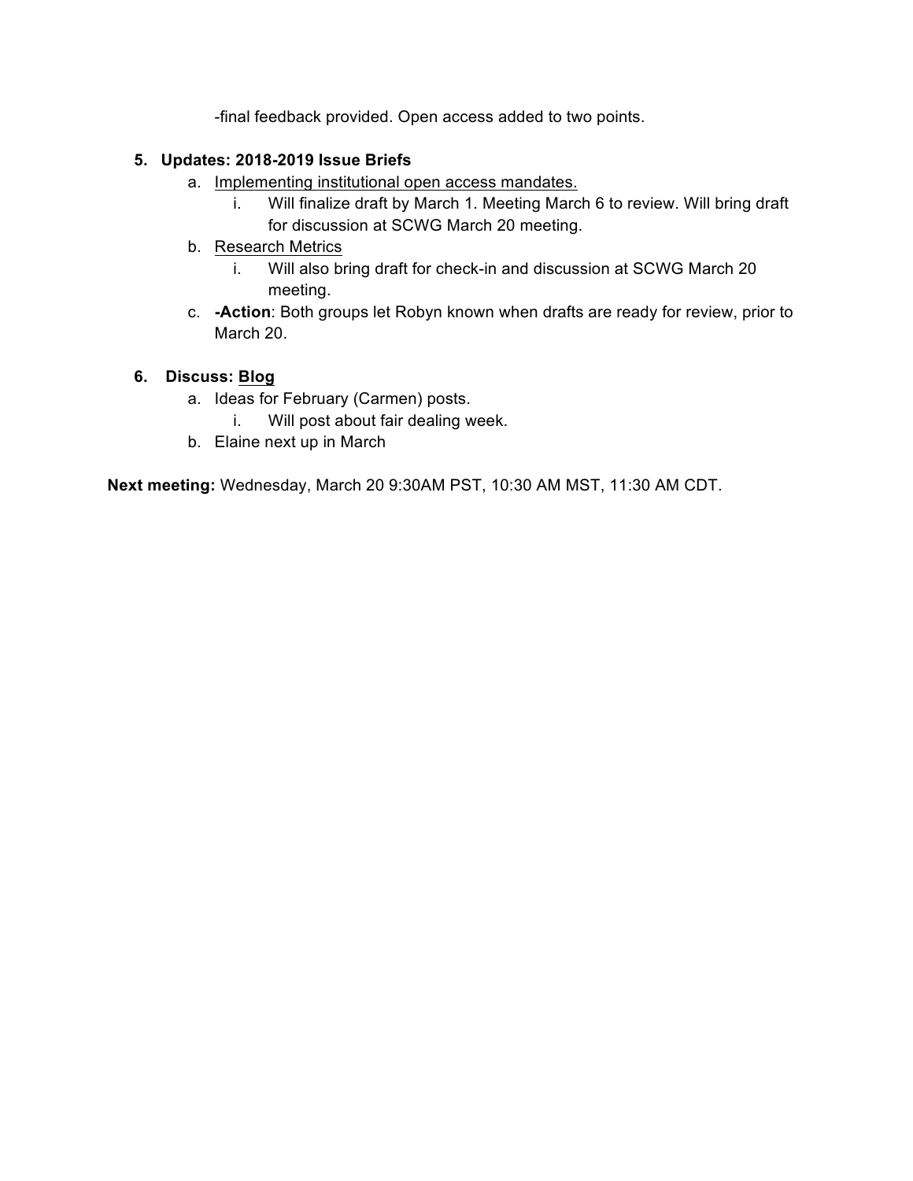-final feedback provided. Open access added to two points.

5. **Updates: 2018-2019 Issue Briefs**
   a. Implementing institutional open access mandates.
      i. Will finalize draft by March 1. Meeting March 6 to review. Will bring draft for discussion at SCWG March 20 meeting.
   b. Research Metrics
      i. Will also bring draft for check-in and discussion at SCWG March 20 meeting.
   c. **-Action**: Both groups let Robyn known when drafts are ready for review, prior to March 20.

6. **Discuss: Blog**
   a. Ideas for February (Carmen) posts.
      i. Will post about fair dealing week.
   b. Elaine next up in March

**Next meeting:** Wednesday, March 20 9:30AM PST, 10:30 AM MST, 11:30 AM CDT.